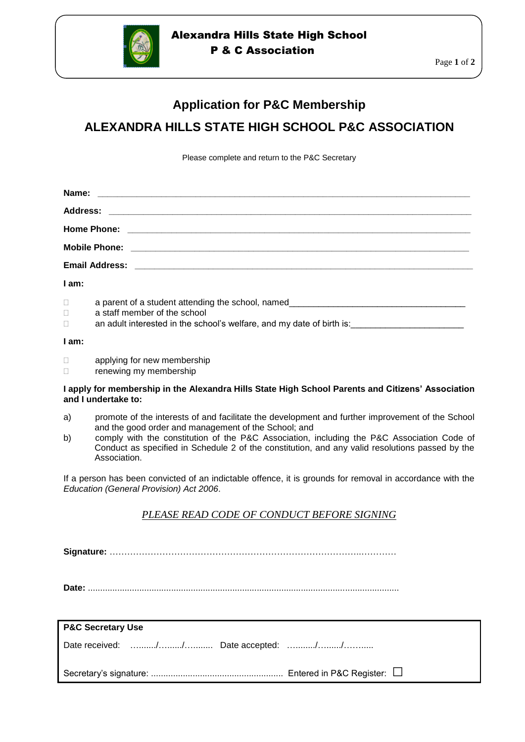Alexandra Hills State High School
P & C Association

# Application for P&C Membership

## ALEXANDRA HILLS STATE HIGH SCHOOL P&C ASSOCIATION

Please complete and return to the P&C Secretary

**Name:** ______________________________________________________________________

**Address:** ____________________________________________________________________

**Home Phone:** _________________________________________________________________

**Mobile Phone:** ________________________________________________________________

**Email Address:** _______________________________________________________________

**I am:**

- ☐ a parent of a student attending the school, named___________________________________
- ☐ a staff member of the school
- ☐ an adult interested in the school's welfare, and my date of birth is:______________________

**I am:**

- ☐ applying for new membership
- ☐ renewing my membership

**I apply for membership in the Alexandra Hills State High School Parents and Citizens' Association and I undertake to:**

a) promote of the interests of and facilitate the development and further improvement of the School and the good order and management of the School; and

b) comply with the constitution of the P&C Association, including the P&C Association Code of Conduct as specified in Schedule 2 of the constitution, and any valid resolutions passed by the Association.

If a person has been convicted of an indictable offence, it is grounds for removal in accordance with the *Education (General Provision) Act 2006*.

*PLEASE READ CODE OF CONDUCT BEFORE SIGNING*

**Signature:** ………………………………………………………………………………….…………

**Date:** .............................................................................................................................

| **P&C Secretary Use** |
|---|
| Date received: …....../…...../…....... Date accepted: …......./…....../…….... |
| Secretary's signature: ..................................................... Entered in P&C Register: ☐ |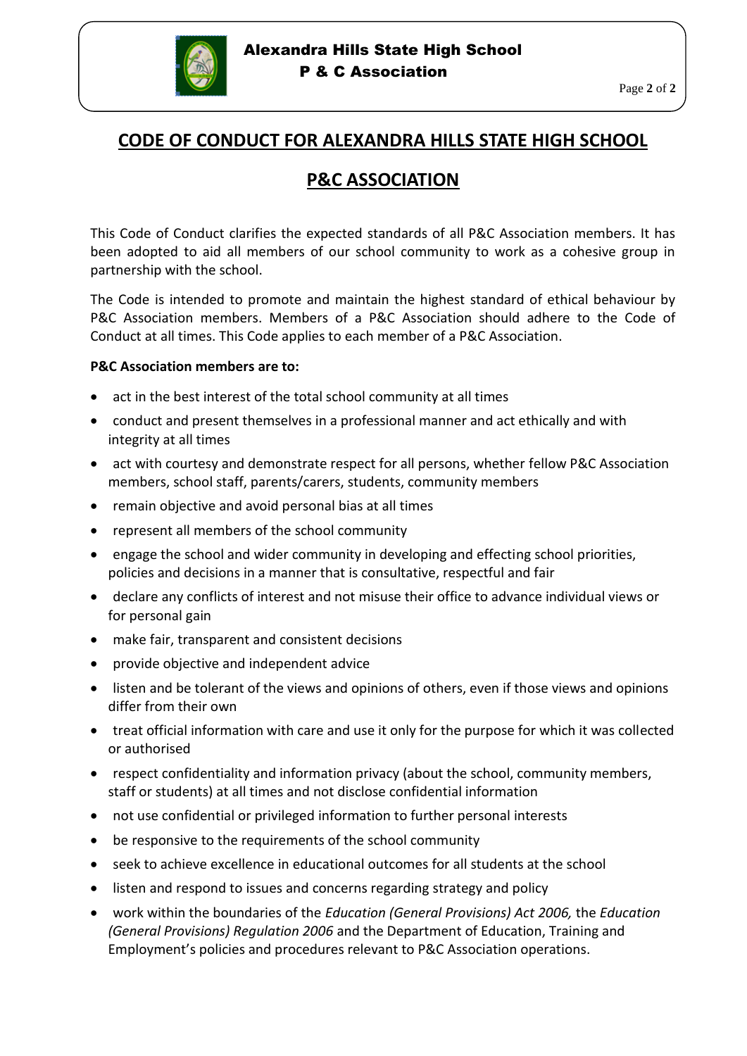# CODE OF CONDUCT FOR ALEXANDRA HILLS STATE HIGH SCHOOL

# P&C ASSOCIATION

This Code of Conduct clarifies the expected standards of all P&C Association members. It has been adopted to aid all members of our school community to work as a cohesive group in partnership with the school.

The Code is intended to promote and maintain the highest standard of ethical behaviour by P&C Association members. Members of a P&C Association should adhere to the Code of Conduct at all times. This Code applies to each member of a P&C Association.

**P&C Association members are to:**

- act in the best interest of the total school community at all times
- conduct and present themselves in a professional manner and act ethically and with integrity at all times
- act with courtesy and demonstrate respect for all persons, whether fellow P&C Association members, school staff, parents/carers, students, community members
- remain objective and avoid personal bias at all times
- represent all members of the school community
- engage the school and wider community in developing and effecting school priorities, policies and decisions in a manner that is consultative, respectful and fair
- declare any conflicts of interest and not misuse their office to advance individual views or for personal gain
- make fair, transparent and consistent decisions
- provide objective and independent advice
- listen and be tolerant of the views and opinions of others, even if those views and opinions differ from their own
- treat official information with care and use it only for the purpose for which it was collected or authorised
- respect confidentiality and information privacy (about the school, community members, staff or students) at all times and not disclose confidential information
- not use confidential or privileged information to further personal interests
- be responsive to the requirements of the school community
- seek to achieve excellence in educational outcomes for all students at the school
- listen and respond to issues and concerns regarding strategy and policy
- work within the boundaries of the *Education (General Provisions) Act 2006,* the *Education (General Provisions) Regulation 2006* and the Department of Education, Training and Employment's policies and procedures relevant to P&C Association operations.